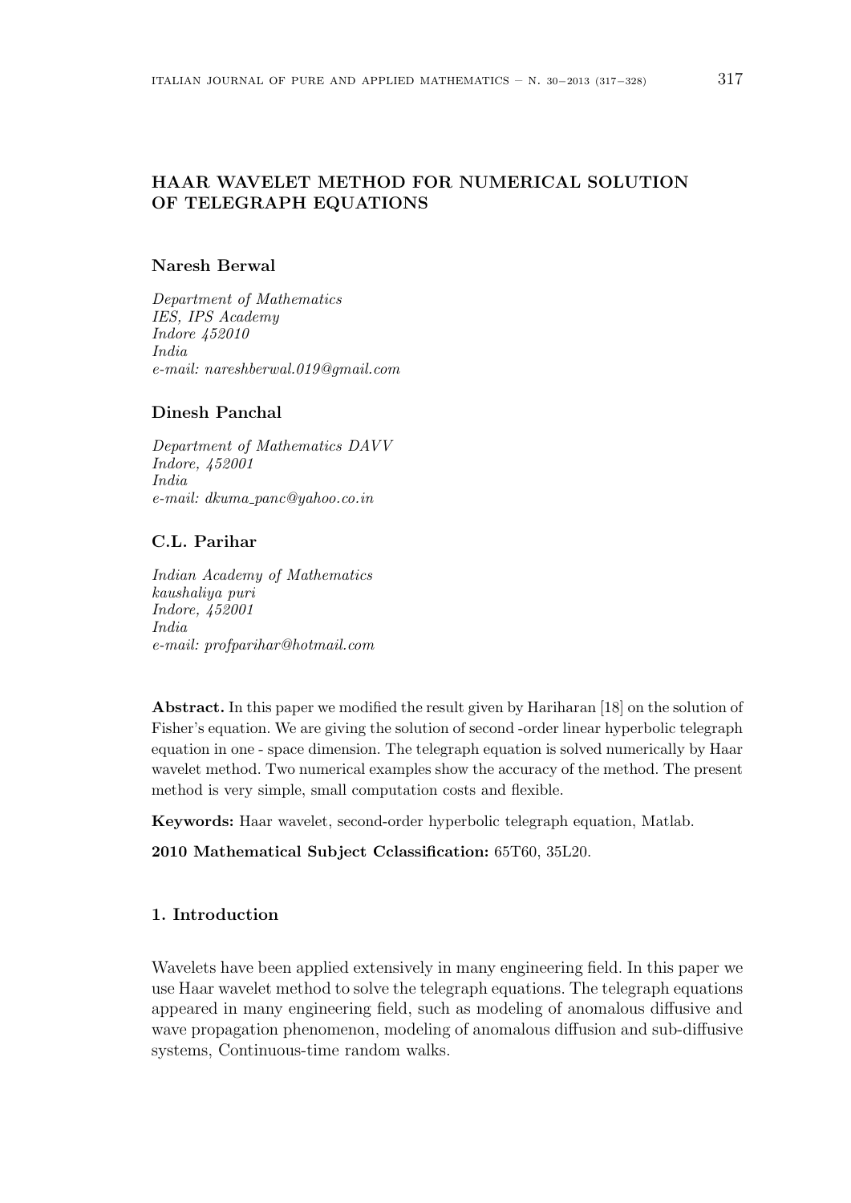# HAAR WAVELET METHOD FOR NUMERICAL SOLUTION OF TELEGRAPH EQUATIONS

**Naresh Berwal**

*Department of Mathematics*
*IES, IPS Academy*
*Indore 452010*
*India*
*e-mail: nareshberwal.019@gmail.com*

**Dinesh Panchal**

*Department of Mathematics DAVV*
*Indore, 452001*
*India*
*e-mail: dkuma_panc@yahoo.co.in*

**C.L. Parihar**

*Indian Academy of Mathematics*
*kaushaliya puri*
*Indore, 452001*
*India*
*e-mail: profparihar@hotmail.com*

**Abstract.** In this paper we modified the result given by Hariharan [18] on the solution of Fisher's equation. We are giving the solution of second -order linear hyperbolic telegraph equation in one - space dimension. The telegraph equation is solved numerically by Haar wavelet method. Two numerical examples show the accuracy of the method. The present method is very simple, small computation costs and flexible.

**Keywords:** Haar wavelet, second-order hyperbolic telegraph equation, Matlab.

**2010 Mathematical Subject Cclassification:** 65T60, 35L20.

## 1. Introduction

Wavelets have been applied extensively in many engineering field. In this paper we use Haar wavelet method to solve the telegraph equations. The telegraph equations appeared in many engineering field, such as modeling of anomalous diffusive and wave propagation phenomenon, modeling of anomalous diffusion and sub-diffusive systems, Continuous-time random walks.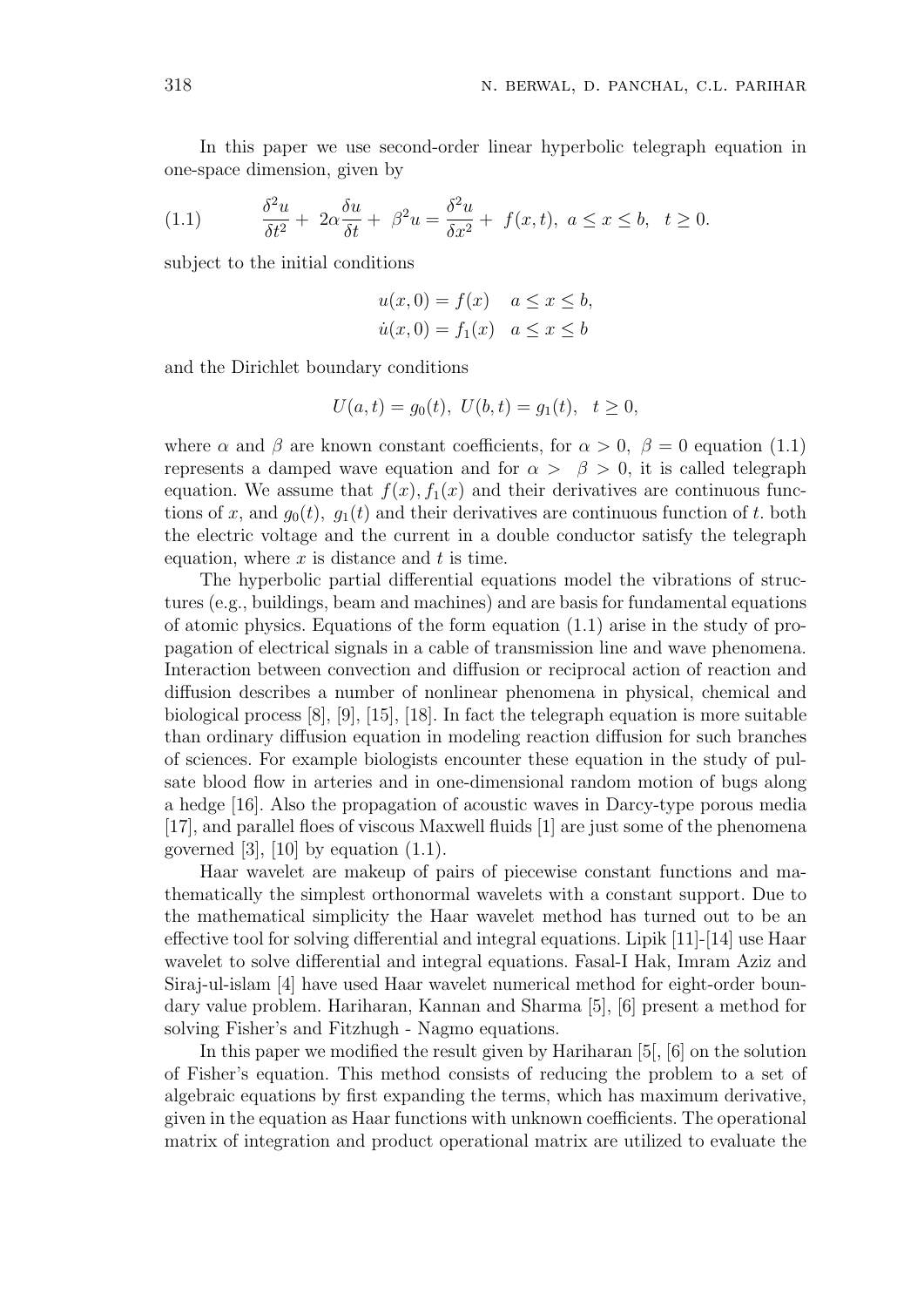In this paper we use second-order linear hyperbolic telegraph equation in one-space dimension, given by

$$\frac{\delta^2 u}{\delta t^2} + 2\alpha\frac{\delta u}{\delta t} + \beta^2 u = \frac{\delta^2 u}{\delta x^2} + f(x,t), \; a \le x \le b, \;\; t \ge 0. \tag{1.1}$$

subject to the initial conditions

$$u(x,0) = f(x) \quad a \le x \le b,$$
$$\dot{u}(x,0) = f_1(x) \quad a \le x \le b$$

and the Dirichlet boundary conditions

$$U(a,t) = g_0(t), \; U(b,t) = g_1(t), \;\; t \ge 0,$$

where $\alpha$ and $\beta$ are known constant coefficients, for $\alpha > 0, \; \beta = 0$ equation (1.1) represents a damped wave equation and for $\alpha > \;\; \beta > 0$, it is called telegraph equation. We assume that $f(x), f_1(x)$ and their derivatives are continuous functions of $x$, and $g_0(t), \; g_1(t)$ and their derivatives are continuous function of $t$. both the electric voltage and the current in a double conductor satisfy the telegraph equation, where $x$ is distance and $t$ is time.

The hyperbolic partial differential equations model the vibrations of structures (e.g., buildings, beam and machines) and are basis for fundamental equations of atomic physics. Equations of the form equation (1.1) arise in the study of propagation of electrical signals in a cable of transmission line and wave phenomena. Interaction between convection and diffusion or reciprocal action of reaction and diffusion describes a number of nonlinear phenomena in physical, chemical and biological process [8], [9], [15], [18]. In fact the telegraph equation is more suitable than ordinary diffusion equation in modeling reaction diffusion for such branches of sciences. For example biologists encounter these equation in the study of pulsate blood flow in arteries and in one-dimensional random motion of bugs along a hedge [16]. Also the propagation of acoustic waves in Darcy-type porous media [17], and parallel floes of viscous Maxwell fluids [1] are just some of the phenomena governed [3], [10] by equation (1.1).

Haar wavelet are makeup of pairs of piecewise constant functions and mathematically the simplest orthonormal wavelets with a constant support. Due to the mathematical simplicity the Haar wavelet method has turned out to be an effective tool for solving differential and integral equations. Lipik [11]-[14] use Haar wavelet to solve differential and integral equations. Fasal-I Hak, Imram Aziz and Siraj-ul-islam [4] have used Haar wavelet numerical method for eight-order boundary value problem. Hariharan, Kannan and Sharma [5], [6] present a method for solving Fisher's and Fitzhugh - Nagmo equations.

In this paper we modified the result given by Hariharan [5[, [6] on the solution of Fisher's equation. This method consists of reducing the problem to a set of algebraic equations by first expanding the terms, which has maximum derivative, given in the equation as Haar functions with unknown coefficients. The operational matrix of integration and product operational matrix are utilized to evaluate the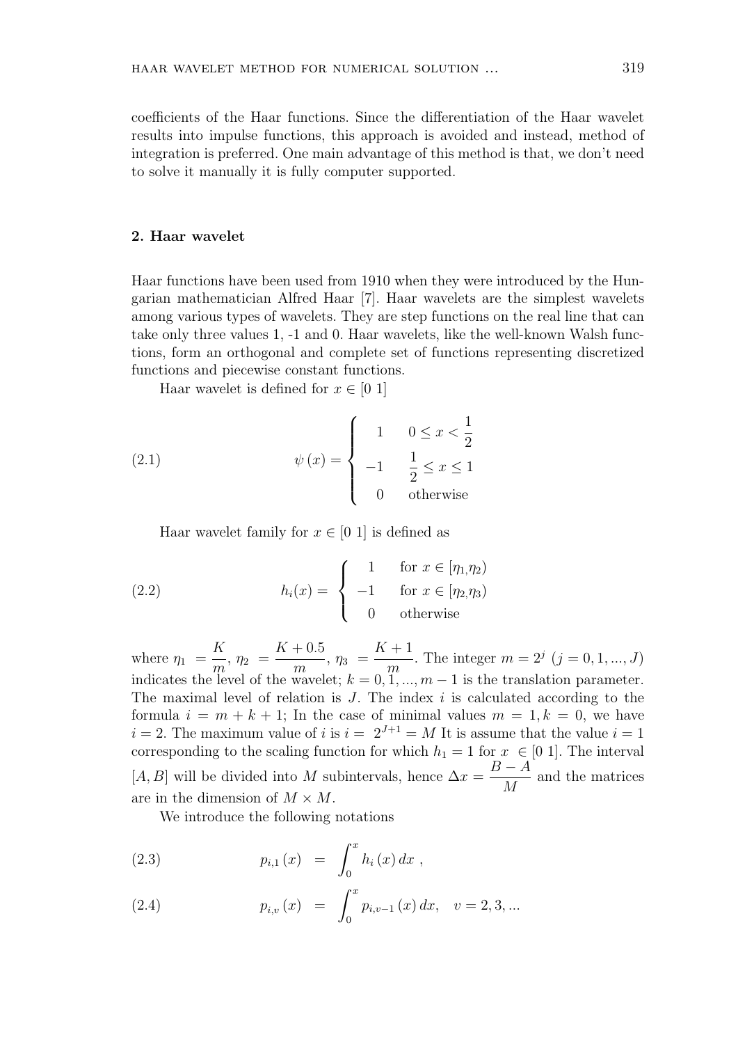coefficients of the Haar functions. Since the differentiation of the Haar wavelet results into impulse functions, this approach is avoided and instead, method of integration is preferred. One main advantage of this method is that, we don't need to solve it manually it is fully computer supported.

## 2. Haar wavelet

Haar functions have been used from 1910 when they were introduced by the Hungarian mathematician Alfred Haar [7]. Haar wavelets are the simplest wavelets among various types of wavelets. They are step functions on the real line that can take only three values 1, -1 and 0. Haar wavelets, like the well-known Walsh functions, form an orthogonal and complete set of functions representing discretized functions and piecewise constant functions.

Haar wavelet is defined for $x \in [0\ 1]$

$$\psi(x) = \begin{cases} 1 & 0 \leq x < \dfrac{1}{2} \\ -1 & \dfrac{1}{2} \leq x \leq 1 \\ 0 & \text{otherwise} \end{cases} \tag{2.1}$$

Haar wavelet family for $x \in [0\ 1]$ is defined as

$$h_i(x) = \begin{cases} 1 & \text{for } x \in [\eta_1, \eta_2) \\ -1 & \text{for } x \in [\eta_2, \eta_3) \\ 0 & \text{otherwise} \end{cases} \tag{2.2}$$

where $\eta_1 = \dfrac{K}{m}$, $\eta_2 = \dfrac{K+0.5}{m}$, $\eta_3 = \dfrac{K+1}{m}$. The integer $m = 2^j$ $(j = 0, 1, ..., J)$ indicates the level of the wavelet; $k = 0, 1, ..., m-1$ is the translation parameter. The maximal level of relation is $J$. The index $i$ is calculated according to the formula $i = m + k + 1$; In the case of minimal values $m = 1, k = 0$, we have $i = 2$. The maximum value of $i$ is $i = 2^{J+1} = M$ It is assume that the value $i = 1$ corresponding to the scaling function for which $h_1 = 1$ for $x \in [0\ 1]$. The interval $[A, B]$ will be divided into $M$ subintervals, hence $\Delta x = \dfrac{B-A}{M}$ and the matrices are in the dimension of $M \times M$.

We introduce the following notations

$$p_{i,1}(x) = \int_0^x h_i(x)\, dx\ , \tag{2.3}$$

$$p_{i,v}(x) = \int_0^x p_{i,v-1}(x)\, dx, \quad v = 2, 3, ... \tag{2.4}$$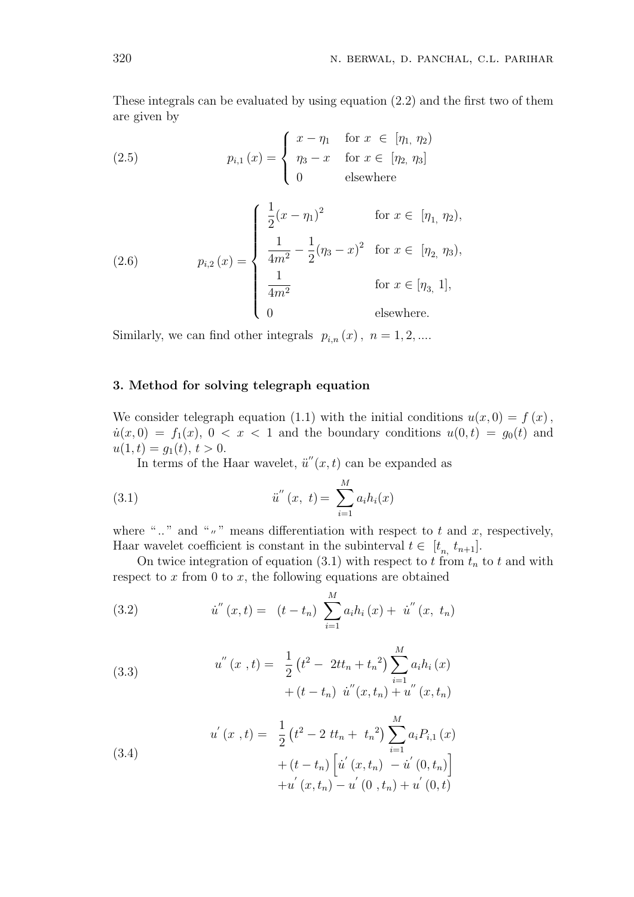These integrals can be evaluated by using equation (2.2) and the first two of them are given by

$$p_{i,1}(x) = \begin{cases} x - \eta_1 & \text{for } x \in [\eta_1, \eta_2) \\ \eta_3 - x & \text{for } x \in [\eta_2, \eta_3] \\ 0 & \text{elsewhere} \end{cases} \tag{2.5}$$

$$p_{i,2}(x) = \begin{cases} \dfrac{1}{2}(x - \eta_1)^2 & \text{for } x \in [\eta_1, \eta_2), \\ \dfrac{1}{4m^2} - \dfrac{1}{2}(\eta_3 - x)^2 & \text{for } x \in [\eta_2, \eta_3), \\ \dfrac{1}{4m^2} & \text{for } x \in [\eta_3, 1], \\ 0 & \text{elsewhere.} \end{cases} \tag{2.6}$$

Similarly, we can find other integrals $p_{i,n}(x)$, $n = 1, 2, ....$

### 3. Method for solving telegraph equation

We consider telegraph equation (1.1) with the initial conditions $u(x,0) = f(x)$, $\dot{u}(x,0) = f_1(x)$, $0 < x < 1$ and the boundary conditions $u(0,t) = g_0(t)$ and $u(1,t) = g_1(t)$, $t > 0$.

In terms of the Haar wavelet, $\ddot{u}''(x,t)$ can be expanded as

$$\ddot{u}''(x, t) = \sum_{i=1}^{M} a_i h_i(x) \tag{3.1}$$

where "$..$" and "$''$" means differentiation with respect to $t$ and $x$, respectively, Haar wavelet coefficient is constant in the subinterval $t \in [t_n, t_{n+1}]$.

On twice integration of equation (3.1) with respect to $t$ from $t_n$ to $t$ and with respect to $x$ from 0 to $x$, the following equations are obtained

$$\dot{u}''(x,t) = (t - t_n) \sum_{i=1}^{M} a_i h_i(x) + \dot{u}''(x, t_n) \tag{3.2}$$

$$u''(x,t) = \frac{1}{2}\left(t^2 - 2tt_n + t_n^2\right) \sum_{i=1}^{M} a_i h_i(x) + (t - t_n)\, \dot{u}''(x,t_n) + u''(x,t_n) \tag{3.3}$$

$$\begin{aligned} u'(x,t) = {} & \frac{1}{2}\left(t^2 - 2\,tt_n + t_n^2\right) \sum_{i=1}^{M} a_i P_{i,1}(x) \\ & + (t - t_n)\left[\dot{u}'(x,t_n) - \dot{u}'(0,t_n)\right] \\ & + u'(x,t_n) - u'(0,t_n) + u'(0,t) \end{aligned} \tag{3.4}$$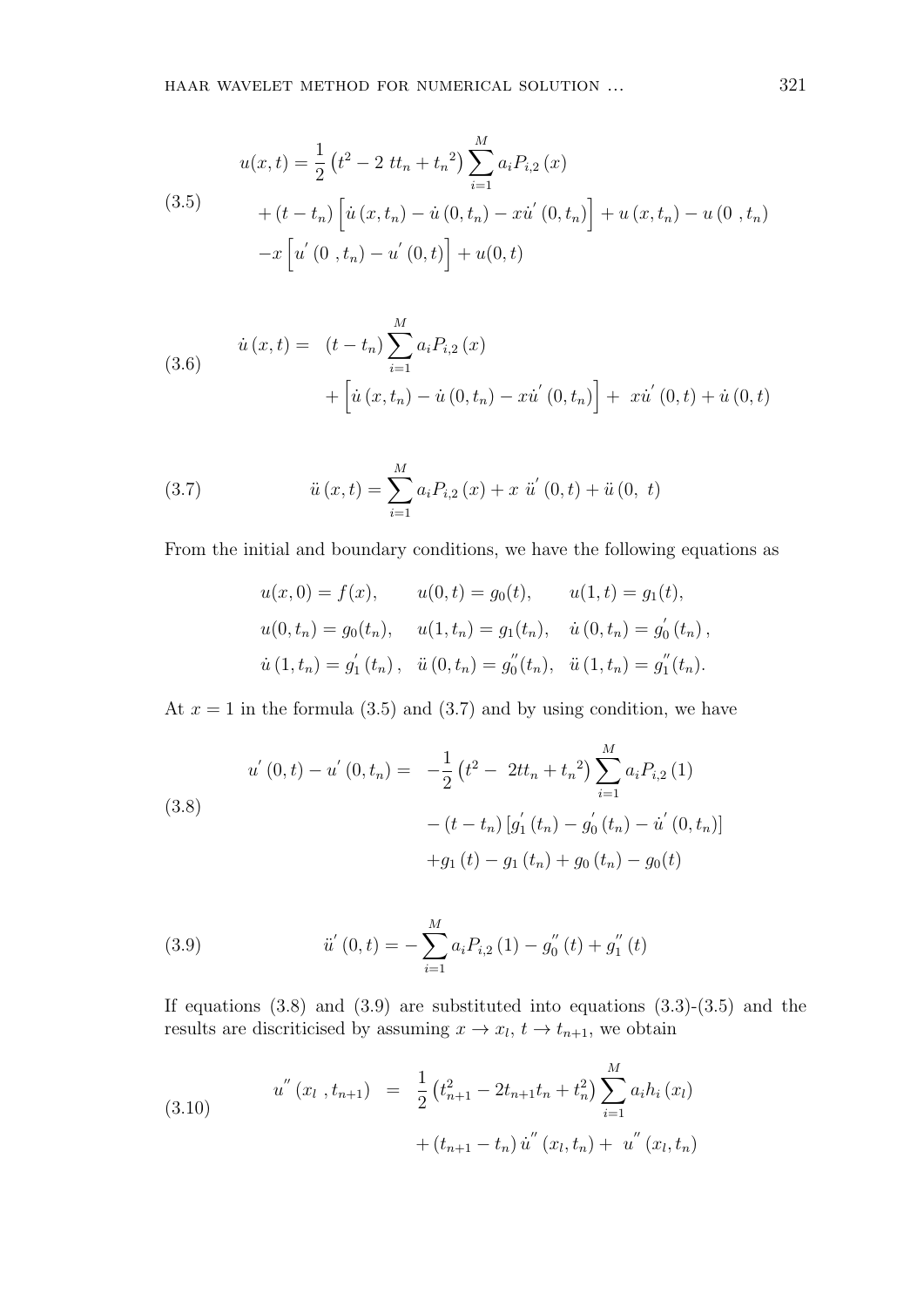$$u(x,t) = \frac{1}{2}\left(t^2 - 2\ tt_n + {t_n}^2\right)\sum_{i=1}^{M} a_i P_{i,2}\left(x\right) + \left(t - t_n\right)\left[\dot{u}\left(x,t_n\right) - \dot{u}\left(0,t_n\right) - x\dot{u}^{'}\left(0,t_n\right)\right] + u\left(x,t_n\right) - u\left(0\ ,t_n\right) - x\left[u^{'}\left(0\ ,t_n\right) - u^{'}\left(0,t\right)\right] + u(0,t) \tag{3.5}$$

$$\dot{u}\left(x,t\right) = \left(t - t_n\right)\sum_{i=1}^{M} a_i P_{i,2}\left(x\right) + \left[\dot{u}\left(x,t_n\right) - \dot{u}\left(0,t_n\right) - x\dot{u}^{'}\left(0,t_n\right)\right] + \ x\dot{u}^{'}\left(0,t\right) + \dot{u}\left(0,t\right) \tag{3.6}$$

$$\ddot{u}\left(x,t\right) = \sum_{i=1}^{M} a_i P_{i,2}\left(x\right) + x\ \ddot{u}^{'}\left(0,t\right) + \ddot{u}\left(0,\ t\right) \tag{3.7}$$

From the initial and boundary conditions, we have the following equations as

$$\begin{aligned}
&u(x,0) = f(x), \qquad u(0,t) = g_0(t), \qquad u(1,t) = g_1(t),\\
&u(0,t_n) = g_0(t_n), \quad u(1,t_n) = g_1(t_n), \quad \dot{u}\left(0,t_n\right) = g_0^{'}\left(t_n\right),\\
&\dot{u}\left(1,t_n\right) = g_1^{'}\left(t_n\right), \quad \ddot{u}\left(0,t_n\right) = g_0^{''}(t_n), \quad \ddot{u}\left(1,t_n\right) = g_1^{''}(t_n).
\end{aligned}$$

At $x = 1$ in the formula (3.5) and (3.7) and by using condition, we have

$$u^{'}\left(0,t\right) - u^{'}\left(0,t_n\right) = -\frac{1}{2}\left(t^2 - \ 2tt_n + {t_n}^2\right)\sum_{i=1}^{M} a_i P_{i,2}\left(1\right) - \left(t - t_n\right)\left[g_1^{'}\left(t_n\right) - g_0^{'}\left(t_n\right) - \dot{u}^{'}\left(0,t_n\right)\right] + g_1\left(t\right) - g_1\left(t_n\right) + g_0\left(t_n\right) - g_0(t) \tag{3.8}$$

$$\ddot{u}^{'}\left(0,t\right) = -\sum_{i=1}^{M} a_i P_{i,2}\left(1\right) - g_0^{''}\left(t\right) + g_1^{''}\left(t\right) \tag{3.9}$$

If equations (3.8) and (3.9) are substituted into equations (3.3)-(3.5) and the results are discriticised by assuming $x \to x_l$, $t \to t_{n+1}$, we obtain

$$u^{''}\left(x_l\ ,t_{n+1}\right) = \frac{1}{2}\left(t_{n+1}^2 - 2t_{n+1}t_n + t_n^2\right)\sum_{i=1}^{M} a_i h_i\left(x_l\right) + \left(t_{n+1} - t_n\right)\dot{u}^{''}\left(x_l,t_n\right) + \ u^{''}\left(x_l,t_n\right) \tag{3.10}$$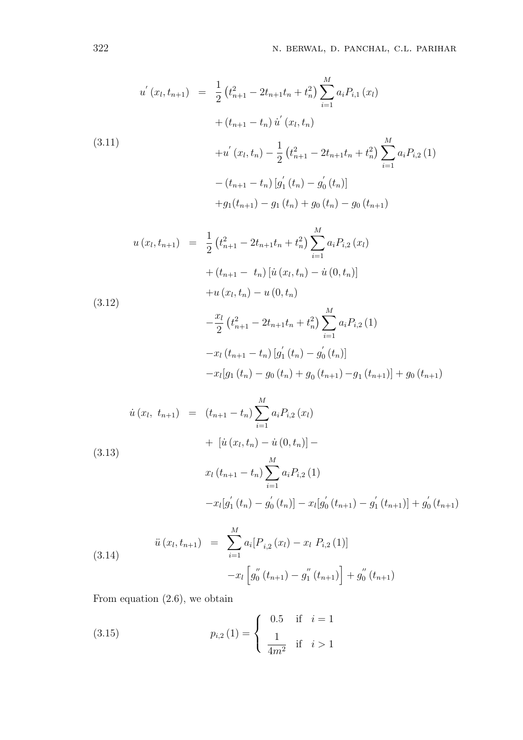$$
\begin{aligned}
u'(x_l,t_{n+1}) &= \frac{1}{2}\left(t_{n+1}^2-2t_{n+1}t_n+t_n^2\right)\sum_{i=1}^{M}a_iP_{i,1}(x_l) \\
&\quad +(t_{n+1}-t_n)\,\dot{u}'(x_l,t_n) \\
&\quad +u'(x_l,t_n)-\frac{1}{2}\left(t_{n+1}^2-2t_{n+1}t_n+t_n^2\right)\sum_{i=1}^{M}a_iP_{i,2}(1) \\
&\quad -(t_{n+1}-t_n)\left[g_1'(t_n)-g_0'(t_n)\right] \\
&\quad +g_1(t_{n+1})-g_1(t_n)+g_0(t_n)-g_0(t_{n+1})
\end{aligned}
\tag{3.11}
$$

$$
\begin{aligned}
u(x_l,t_{n+1}) &= \frac{1}{2}\left(t_{n+1}^2-2t_{n+1}t_n+t_n^2\right)\sum_{i=1}^{M}a_iP_{i,2}(x_l) \\
&\quad +(t_{n+1}-t_n)\left[\dot{u}(x_l,t_n)-\dot{u}(0,t_n)\right] \\
&\quad +u(x_l,t_n)-u(0,t_n) \\
&\quad -\frac{x_l}{2}\left(t_{n+1}^2-2t_{n+1}t_n+t_n^2\right)\sum_{i=1}^{M}a_iP_{i,2}(1) \\
&\quad -x_l(t_{n+1}-t_n)\left[g_1'(t_n)-g_0'(t_n)\right] \\
&\quad -x_l\left[g_1(t_n)-g_0(t_n)+g_0(t_{n+1})-g_1(t_{n+1})\right]+g_0(t_{n+1})
\end{aligned}
\tag{3.12}
$$

$$
\begin{aligned}
\dot{u}(x_l,\ t_{n+1}) &= (t_{n+1}-t_n)\sum_{i=1}^{M}a_iP_{i,2}(x_l) \\
&\quad +\ \left[\dot{u}(x_l,t_n)-\dot{u}(0,t_n)\right]- \\
&\quad x_l(t_{n+1}-t_n)\sum_{i=1}^{M}a_iP_{i,2}(1) \\
&\quad -x_l\left[g_1'(t_n)-g_0'(t_n)\right]-x_l\left[g_0'(t_{n+1})-g_1'(t_{n+1})\right]+g_0'(t_{n+1})
\end{aligned}
\tag{3.13}
$$

$$
\begin{aligned}
\ddot{u}(x_l,t_{n+1}) &= \sum_{i=1}^{M}a_i\left[P_{i,2}(x_l)-x_l\ P_{i,2}(1)\right] \\
&\quad -x_l\left[g_0''(t_{n+1})-g_1''(t_{n+1})\right]+g_0''(t_{n+1})
\end{aligned}
\tag{3.14}
$$

From equation (2.6), we obtain

$$
p_{i,2}(1)=\begin{cases} 0.5 & \text{if} \quad i=1 \\ \dfrac{1}{4m^2} & \text{if} \quad i>1 \end{cases}
\tag{3.15}
$$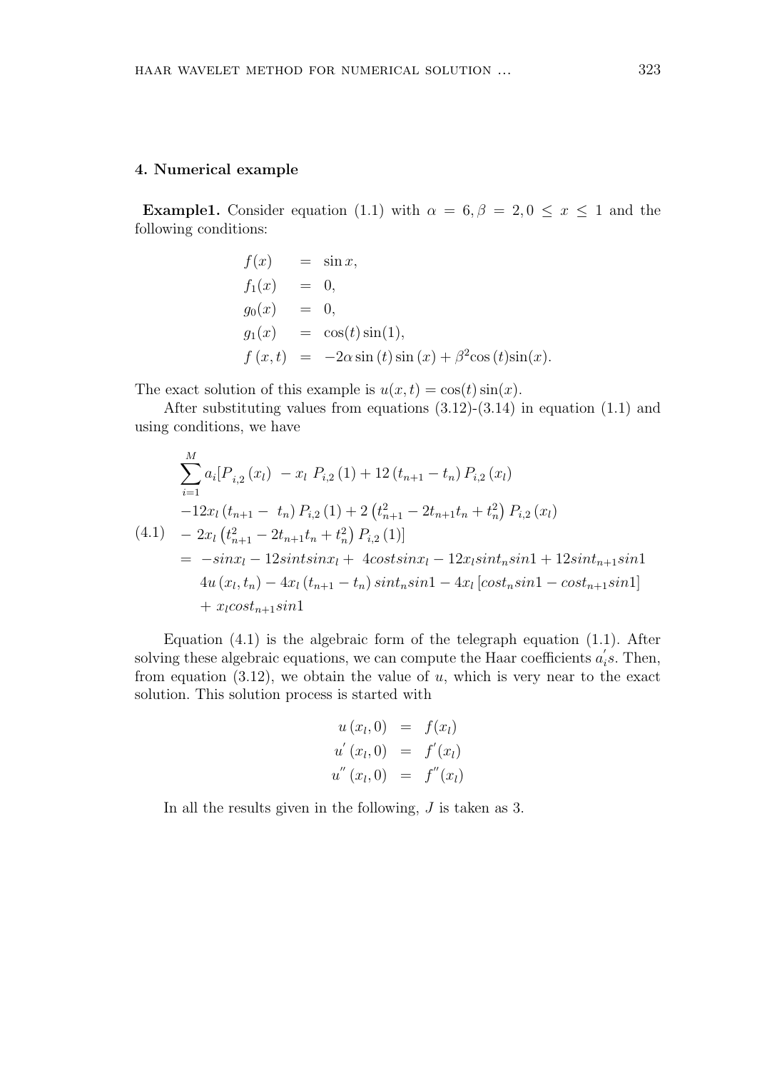## 4. Numerical example

**Example1.** Consider equation (1.1) with $\alpha = 6, \beta = 2, 0 \leq x \leq 1$ and the following conditions:

$$
\begin{aligned}
f(x) &= \sin x, \\
f_1(x) &= 0, \\
g_0(x) &= 0, \\
g_1(x) &= \cos(t)\sin(1), \\
f(x,t) &= -2\alpha \sin(t)\sin(x) + \beta^2 \cos(t)\sin(x).
\end{aligned}
$$

The exact solution of this example is $u(x,t) = \cos(t)\sin(x)$.

After substituting values from equations (3.12)-(3.14) in equation (1.1) and using conditions, we have

$$
\begin{aligned}
&\sum_{i=1}^{M} a_i [P_{i,2}(x_l) - x_l \, P_{i,2}(1) + 12(t_{n+1} - t_n) P_{i,2}(x_l) \\
&-12 x_l (t_{n+1} - t_n) P_{i,2}(1) + 2\left(t_{n+1}^2 - 2t_{n+1}t_n + t_n^2\right) P_{i,2}(x_l) \\
&- 2x_l \left(t_{n+1}^2 - 2t_{n+1}t_n + t_n^2\right) P_{i,2}(1)] \\
&= -sinx_l - 12sintsinx_l + 4costsinx_l - 12x_l sint_n sin1 + 12sint_{n+1}sin1 \\
&\quad 4u(x_l, t_n) - 4x_l (t_{n+1} - t_n) sint_n sin1 - 4x_l [cost_n sin1 - cost_{n+1} sin1] \\
&\quad + x_l cost_{n+1} sin1
\end{aligned} \tag{4.1}
$$

Equation (4.1) is the algebraic form of the telegraph equation (1.1). After solving these algebraic equations, we can compute the Haar coefficients $a_i^{'}s$. Then, from equation (3.12), we obtain the value of $u$, which is very near to the exact solution. This solution process is started with

$$
\begin{aligned}
u(x_l, 0) &= f(x_l) \\
u'(x_l, 0) &= f'(x_l) \\
u''(x_l, 0) &= f''(x_l)
\end{aligned}
$$

In all the results given in the following, $J$ is taken as 3.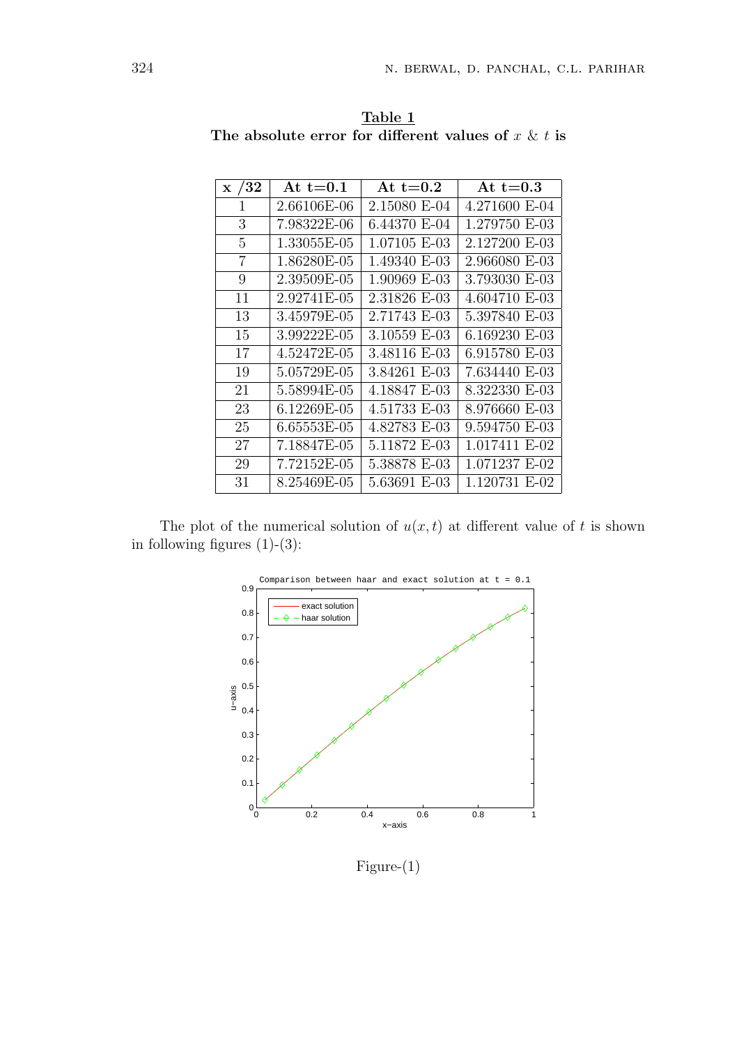<u>**Table 1**</u>

**The absolute error for different values of $x$ & $t$ is**

| **x /32** | **At t=0.1** | **At t=0.2** | **At t=0.3** |
|---|---|---|---|
| 1 | 2.66106E-06 | 2.15080 E-04 | 4.271600 E-04 |
| 3 | 7.98322E-06 | 6.44370 E-04 | 1.279750 E-03 |
| 5 | 1.33055E-05 | 1.07105 E-03 | 2.127200 E-03 |
| 7 | 1.86280E-05 | 1.49340 E-03 | 2.966080 E-03 |
| 9 | 2.39509E-05 | 1.90969 E-03 | 3.793030 E-03 |
| 11 | 2.92741E-05 | 2.31826 E-03 | 4.604710 E-03 |
| 13 | 3.45979E-05 | 2.71743 E-03 | 5.397840 E-03 |
| 15 | 3.99222E-05 | 3.10559 E-03 | 6.169230 E-03 |
| 17 | 4.52472E-05 | 3.48116 E-03 | 6.915780 E-03 |
| 19 | 5.05729E-05 | 3.84261 E-03 | 7.634440 E-03 |
| 21 | 5.58994E-05 | 4.18847 E-03 | 8.322330 E-03 |
| 23 | 6.12269E-05 | 4.51733 E-03 | 8.976660 E-03 |
| 25 | 6.65553E-05 | 4.82783 E-03 | 9.594750 E-03 |
| 27 | 7.18847E-05 | 5.11872 E-03 | 1.017411 E-02 |
| 29 | 7.72152E-05 | 5.38878 E-03 | 1.071237 E-02 |
| 31 | 8.25469E-05 | 5.63691 E-03 | 1.120731 E-02 |

The plot of the numerical solution of $u(x,t)$ at different value of $t$ is shown in following figures (1)-(3):

Figure-(1)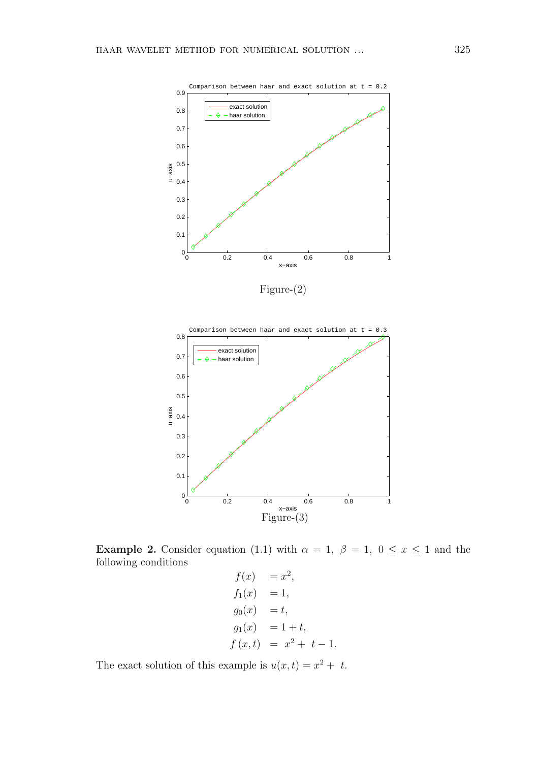Figure-(2)

Figure-(3)

**Example 2.** Consider equation (1.1) with $\alpha = 1,\ \beta = 1,\ 0 \leq x \leq 1$ and the following conditions

$$
\begin{aligned}
f(x) &= x^2, \\
f_1(x) &= 1, \\
g_0(x) &= t, \\
g_1(x) &= 1 + t, \\
f(x,t) &= x^2 + t - 1.
\end{aligned}
$$

The exact solution of this example is $u(x,t) = x^2 + t$.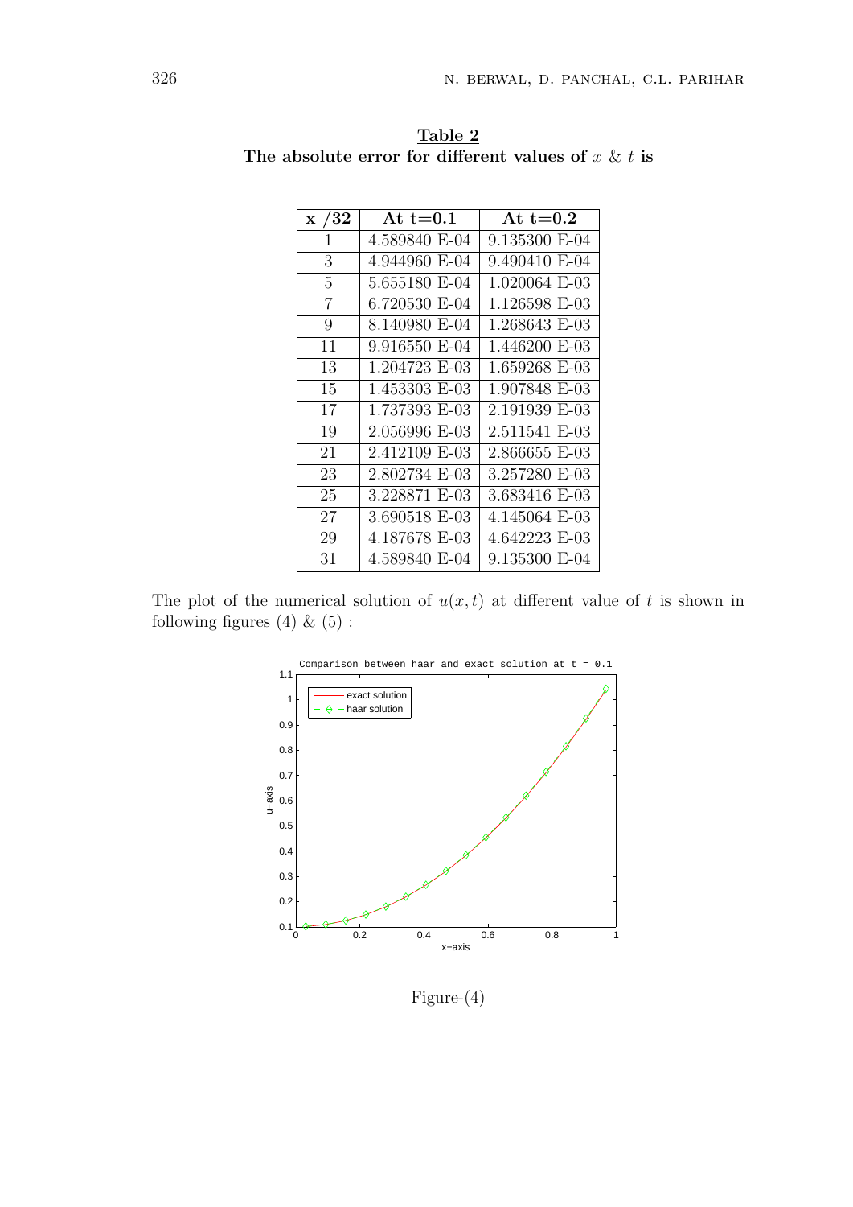**Table 2**

**The absolute error for different values of $x$ & $t$ is**

| x /32 | At t=0.1 | At t=0.2 |
|---|---|---|
| 1 | 4.589840 E-04 | 9.135300 E-04 |
| 3 | 4.944960 E-04 | 9.490410 E-04 |
| 5 | 5.655180 E-04 | 1.020064 E-03 |
| 7 | 6.720530 E-04 | 1.126598 E-03 |
| 9 | 8.140980 E-04 | 1.268643 E-03 |
| 11 | 9.916550 E-04 | 1.446200 E-03 |
| 13 | 1.204723 E-03 | 1.659268 E-03 |
| 15 | 1.453303 E-03 | 1.907848 E-03 |
| 17 | 1.737393 E-03 | 2.191939 E-03 |
| 19 | 2.056996 E-03 | 2.511541 E-03 |
| 21 | 2.412109 E-03 | 2.866655 E-03 |
| 23 | 2.802734 E-03 | 3.257280 E-03 |
| 25 | 3.228871 E-03 | 3.683416 E-03 |
| 27 | 3.690518 E-03 | 4.145064 E-03 |
| 29 | 4.187678 E-03 | 4.642223 E-03 |
| 31 | 4.589840 E-04 | 9.135300 E-04 |

The plot of the numerical solution of $u(x,t)$ at different value of $t$ is shown in following figures (4) & (5) :

Figure-(4)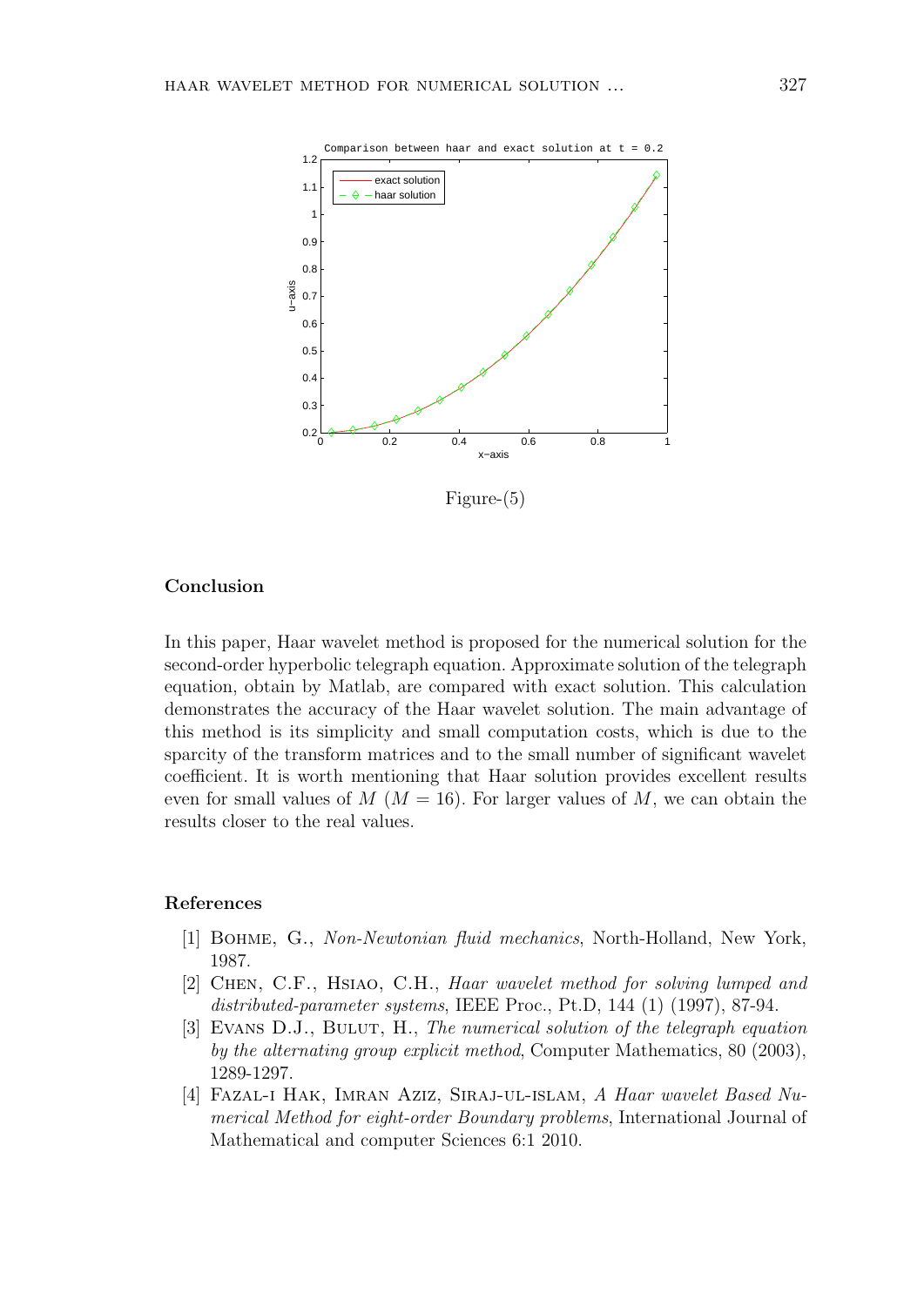Figure-(5)

## Conclusion

In this paper, Haar wavelet method is proposed for the numerical solution for the second-order hyperbolic telegraph equation. Approximate solution of the telegraph equation, obtain by Matlab, are compared with exact solution. This calculation demonstrates the accuracy of the Haar wavelet solution. The main advantage of this method is its simplicity and small computation costs, which is due to the sparcity of the transform matrices and to the small number of significant wavelet coefficient. It is worth mentioning that Haar solution provides excellent results even for small values of $M$ ($M = 16$). For larger values of $M$, we can obtain the results closer to the real values.

## References

[1] Bohme, G., *Non-Newtonian fluid mechanics*, North-Holland, New York, 1987.

[2] Chen, C.F., Hsiao, C.H., *Haar wavelet method for solving lumped and distributed-parameter systems*, IEEE Proc., Pt.D, 144 (1) (1997), 87-94.

[3] Evans D.J., Bulut, H., *The numerical solution of the telegraph equation by the alternating group explicit method*, Computer Mathematics, 80 (2003), 1289-1297.

[4] Fazal-i Hak, Imran Aziz, Siraj-ul-islam, *A Haar wavelet Based Numerical Method for eight-order Boundary problems*, International Journal of Mathematical and computer Sciences 6:1 2010.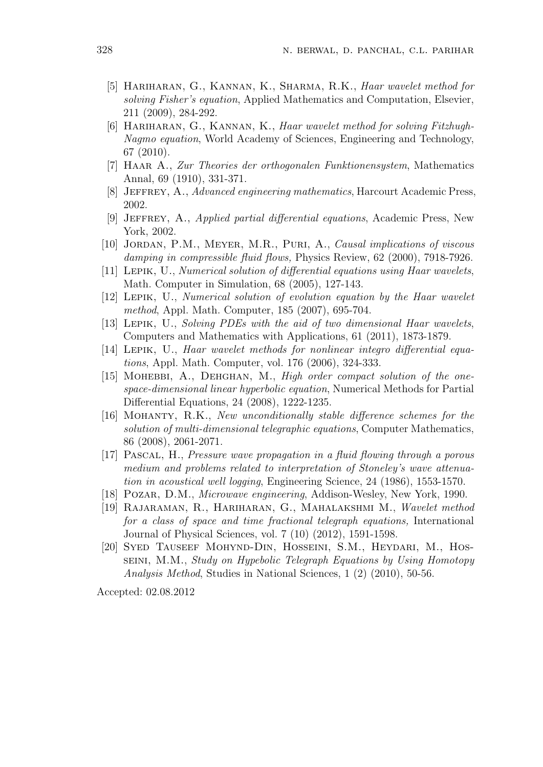[5] Hariharan, G., Kannan, K., Sharma, R.K., *Haar wavelet method for solving Fisher's equation*, Applied Mathematics and Computation, Elsevier, 211 (2009), 284-292.

[6] Hariharan, G., Kannan, K., *Haar wavelet method for solving Fitzhugh-Nagmo equation*, World Academy of Sciences, Engineering and Technology, 67 (2010).

[7] Haar A., *Zur Theories der orthogonalen Funktionensystem*, Mathematics Annal, 69 (1910), 331-371.

[8] Jeffrey, A., *Advanced engineering mathematics*, Harcourt Academic Press, 2002.

[9] Jeffrey, A., *Applied partial differential equations*, Academic Press, New York, 2002.

[10] Jordan, P.M., Meyer, M.R., Puri, A., *Causal implications of viscous damping in compressible fluid flows,* Physics Review, 62 (2000), 7918-7926.

[11] Lepik, U., *Numerical solution of differential equations using Haar wavelets*, Math. Computer in Simulation, 68 (2005), 127-143.

[12] Lepik, U., *Numerical solution of evolution equation by the Haar wavelet method*, Appl. Math. Computer, 185 (2007), 695-704.

[13] Lepik, U., *Solving PDEs with the aid of two dimensional Haar wavelets*, Computers and Mathematics with Applications, 61 (2011), 1873-1879.

[14] Lepik, U., *Haar wavelet methods for nonlinear integro differential equations*, Appl. Math. Computer, vol. 176 (2006), 324-333.

[15] Mohebbi, A., Dehghan, M., *High order compact solution of the one-space-dimensional linear hyperbolic equation*, Numerical Methods for Partial Differential Equations, 24 (2008), 1222-1235.

[16] Mohanty, R.K., *New unconditionally stable difference schemes for the solution of multi-dimensional telegraphic equations*, Computer Mathematics, 86 (2008), 2061-2071.

[17] Pascal, H., *Pressure wave propagation in a fluid flowing through a porous medium and problems related to interpretation of Stoneley's wave attenuation in acoustical well logging*, Engineering Science, 24 (1986), 1553-1570.

[18] Pozar, D.M., *Microwave engineering*, Addison-Wesley, New York, 1990.

[19] Rajaraman, R., Hariharan, G., Mahalakshmi M., *Wavelet method for a class of space and time fractional telegraph equations,* International Journal of Physical Sciences, vol. 7 (10) (2012), 1591-1598.

[20] Syed Tauseef Mohynd-Din, Hosseini, S.M., Heydari, M., Hosseini, M.M., *Study on Hypebolic Telegraph Equations by Using Homotopy Analysis Method*, Studies in National Sciences, 1 (2) (2010), 50-56.

Accepted: 02.08.2012